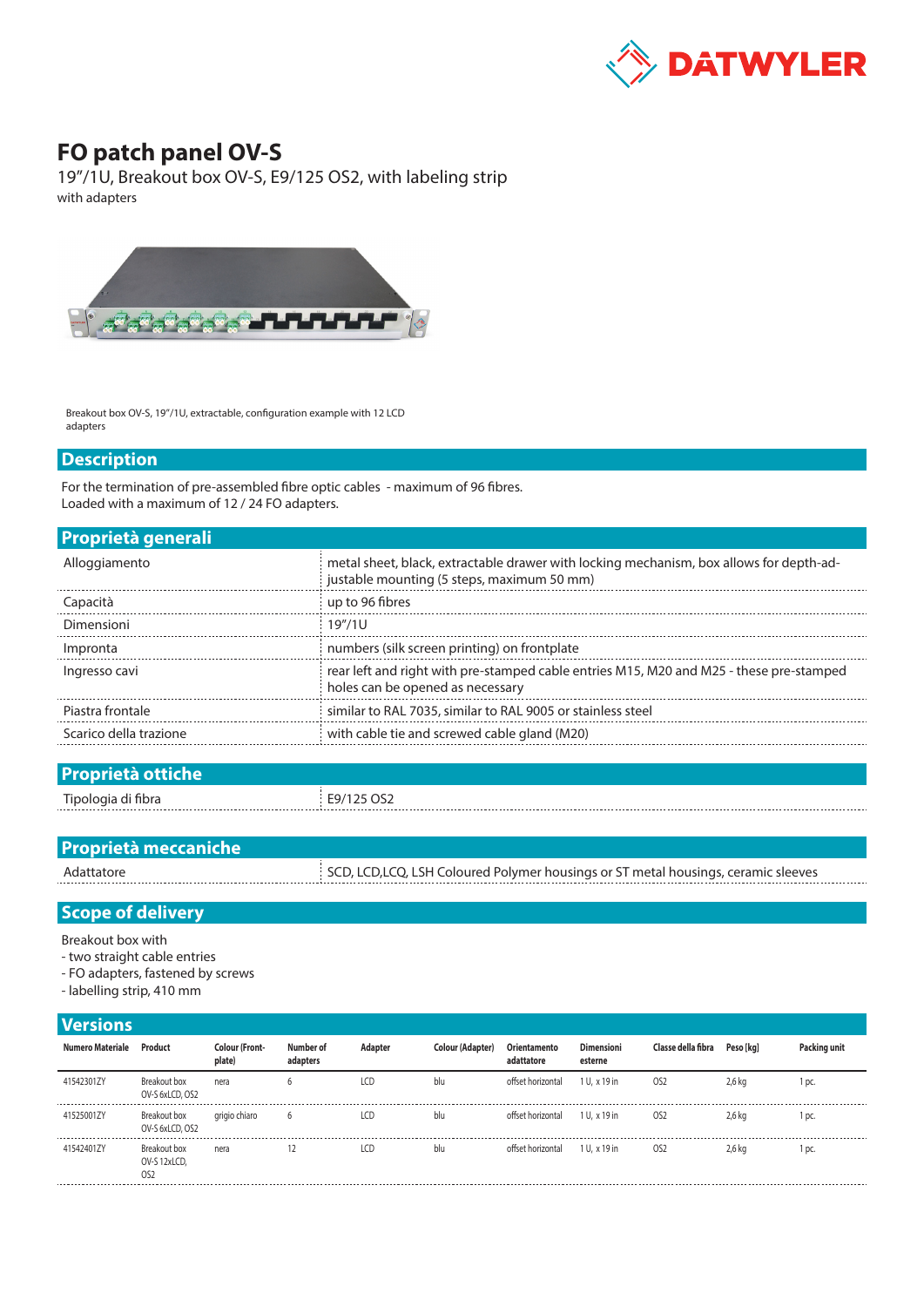# FO patch panel OV-S

19"/1U, Breakout box OV-S, E9/125 OS2, with labeling strip

with adapters

Breakout box OV-S, 19"/1U, extractable, configuration example with 12 LCD adapters

## Description

For the termination of pre-assembled fibre optic cables - maximum of 96 fibres.
Loaded with a maximum of 12 / 24 FO adapters.

## Proprietà generali

| | |
|---|---|
| Alloggiamento | metal sheet, black, extractable drawer with locking mechanism, box allows for depth-adjustable mounting (5 steps, maximum 50 mm) |
| Capacità | up to 96 fibres |
| Dimensioni | 19"/1U |
| Impronta | numbers (silk screen printing) on frontplate |
| Ingresso cavi | rear left and right with pre-stamped cable entries M15, M20 and M25 - these pre-stamped holes can be opened as necessary |
| Piastra frontale | similar to RAL 7035, similar to RAL 9005 or stainless steel |
| Scarico della trazione | with cable tie and screwed cable gland (M20) |

## Proprietà ottiche

| | |
|---|---|
| Tipologia di fibra | E9/125 OS2 |

## Proprietà meccaniche

| | |
|---|---|
| Adattatore | SCD, LCD,LCQ, LSH Coloured Polymer housings or ST metal housings, ceramic sleeves |

## Scope of delivery

Breakout box with
- two straight cable entries
- FO adapters, fastened by screws
- labelling strip, 410 mm

## Versions

| Numero Materiale | Product | Colour (Front-plate) | Number of adapters | Adapter | Colour (Adapter) | Orientamento adattatore | Dimensioni esterne | Classe della fibra | Peso [kg] | Packing unit |
|---|---|---|---|---|---|---|---|---|---|---|
| 41542301ZY | Breakout box OV-S 6xLCD, OS2 | nera | 6 | LCD | blu | offset horizontal | 1 U, x 19 in | OS2 | 2,6 kg | 1 pc. |
| 41525001ZY | Breakout box OV-S 6xLCD, OS2 | grigio chiaro | 6 | LCD | blu | offset horizontal | 1 U, x 19 in | OS2 | 2,6 kg | 1 pc. |
| 41542401ZY | Breakout box OV-S 12xLCD, OS2 | nera | 12 | LCD | blu | offset horizontal | 1 U, x 19 in | OS2 | 2,6 kg | 1 pc. |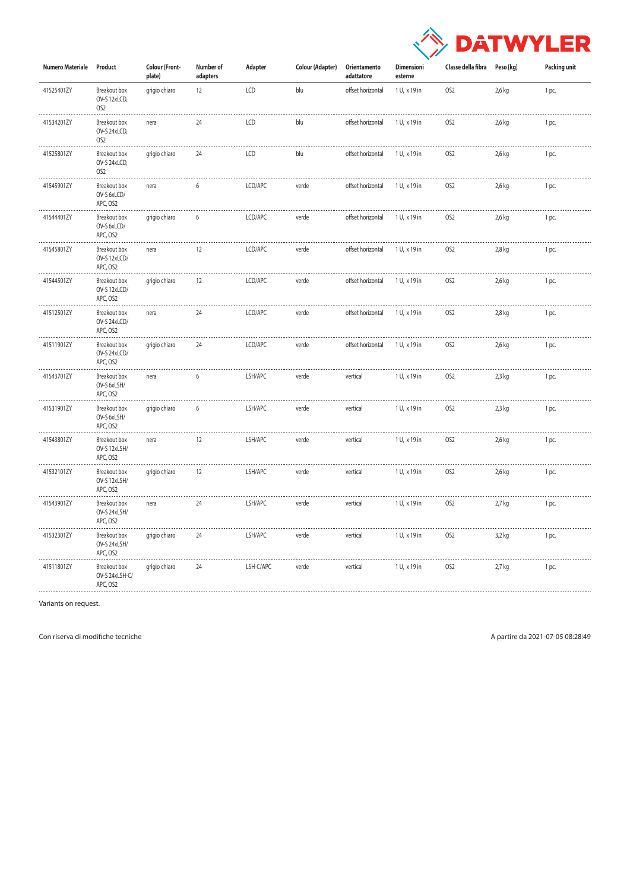| Numero Materiale | Product | Colour (Front-plate) | Number of adapters | Adapter | Colour (Adapter) | Orientamento adattatore | Dimensioni esterne | Classe della fibra | Peso [kg] | Packing unit |
|---|---|---|---|---|---|---|---|---|---|---|
| 41525401ZY | Breakout box OV-S 12xLCD, OS2 | grigio chiaro | 12 | LCD | blu | offset horizontal | 1 U, x 19 in | OS2 | 2,6 kg | 1 pc. |
| 41534201ZY | Breakout box OV-S 24xLCD, OS2 | nera | 24 | LCD | blu | offset horizontal | 1 U, x 19 in | OS2 | 2,6 kg | 1 pc. |
| 41525801ZY | Breakout box OV-S 24xLCD, OS2 | grigio chiaro | 24 | LCD | blu | offset horizontal | 1 U, x 19 in | OS2 | 2,6 kg | 1 pc. |
| 41545901ZY | Breakout box OV-S 6xLCD/ APC, OS2 | nera | 6 | LCD/APC | verde | offset horizontal | 1 U, x 19 in | OS2 | 2,6 kg | 1 pc. |
| 41544401ZY | Breakout box OV-S 6xLCD/ APC, OS2 | grigio chiaro | 6 | LCD/APC | verde | offset horizontal | 1 U, x 19 in | OS2 | 2,6 kg | 1 pc. |
| 41545801ZY | Breakout box OV-S 12xLCD/ APC, OS2 | nera | 12 | LCD/APC | verde | offset horizontal | 1 U, x 19 in | OS2 | 2,8 kg | 1 pc. |
| 41544501ZY | Breakout box OV-S 12xLCD/ APC, OS2 | grigio chiaro | 12 | LCD/APC | verde | offset horizontal | 1 U, x 19 in | OS2 | 2,6 kg | 1 pc. |
| 41512501ZY | Breakout box OV-S 24xLCD/ APC, OS2 | nera | 24 | LCD/APC | verde | offset horizontal | 1 U, x 19 in | OS2 | 2,8 kg | 1 pc. |
| 41511901ZY | Breakout box OV-S 24xLCD/ APC, OS2 | grigio chiaro | 24 | LCD/APC | verde | offset horizontal | 1 U, x 19 in | OS2 | 2,6 kg | 1 pc. |
| 41543701ZY | Breakout box OV-S 6xLSH/ APC, OS2 | nera | 6 | LSH/APC | verde | vertical | 1 U, x 19 in | OS2 | 2,3 kg | 1 pc. |
| 41531901ZY | Breakout box OV-S 6xLSH/ APC, OS2 | grigio chiaro | 6 | LSH/APC | verde | vertical | 1 U, x 19 in | OS2 | 2,3 kg | 1 pc. |
| 41543801ZY | Breakout box OV-S 12xLSH/ APC, OS2 | nera | 12 | LSH/APC | verde | vertical | 1 U, x 19 in | OS2 | 2,6 kg | 1 pc. |
| 41532101ZY | Breakout box OV-S 12xLSH/ APC, OS2 | grigio chiaro | 12 | LSH/APC | verde | vertical | 1 U, x 19 in | OS2 | 2,6 kg | 1 pc. |
| 41543901ZY | Breakout box OV-S 24xLSH/ APC, OS2 | nera | 24 | LSH/APC | verde | vertical | 1 U, x 19 in | OS2 | 2,7 kg | 1 pc. |
| 41532301ZY | Breakout box OV-S 24xLSH/ APC, OS2 | grigio chiaro | 24 | LSH/APC | verde | vertical | 1 U, x 19 in | OS2 | 3,2 kg | 1 pc. |
| 41511801ZY | Breakout box OV-S 24xLSH-C/ APC, OS2 | grigio chiaro | 24 | LSH-C/APC | verde | vertical | 1 U, x 19 in | OS2 | 2,7 kg | 1 pc. |

Variants on request.

Con riserva di modifiche tecniche

A partire da 2021-07-05 08:28:49